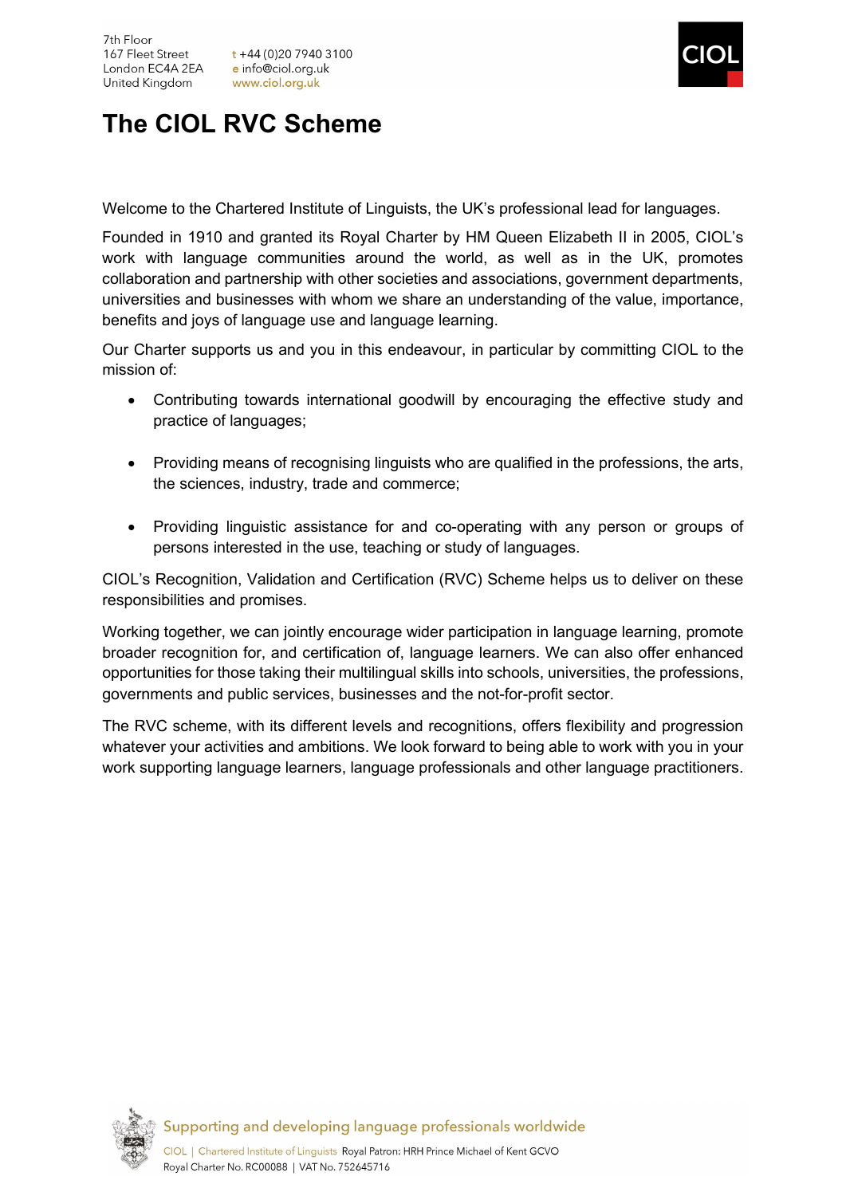7th Floor
167 Fleet Street
London EC4A 2EA
United Kingdom

t +44 (0)20 7940 3100
e info@ciol.org.uk
www.ciol.org.uk

# The CIOL RVC Scheme

Welcome to the Chartered Institute of Linguists, the UK's professional lead for languages.

Founded in 1910 and granted its Royal Charter by HM Queen Elizabeth II in 2005, CIOL's work with language communities around the world, as well as in the UK, promotes collaboration and partnership with other societies and associations, government departments, universities and businesses with whom we share an understanding of the value, importance, benefits and joys of language use and language learning.

Our Charter supports us and you in this endeavour, in particular by committing CIOL to the mission of:

- Contributing towards international goodwill by encouraging the effective study and practice of languages;
- Providing means of recognising linguists who are qualified in the professions, the arts, the sciences, industry, trade and commerce;
- Providing linguistic assistance for and co-operating with any person or groups of persons interested in the use, teaching or study of languages.

CIOL's Recognition, Validation and Certification (RVC) Scheme helps us to deliver on these responsibilities and promises.

Working together, we can jointly encourage wider participation in language learning, promote broader recognition for, and certification of, language learners. We can also offer enhanced opportunities for those taking their multilingual skills into schools, universities, the professions, governments and public services, businesses and the not-for-profit sector.

The RVC scheme, with its different levels and recognitions, offers flexibility and progression whatever your activities and ambitions. We look forward to being able to work with you in your work supporting language learners, language professionals and other language practitioners.

Supporting and developing language professionals worldwide

CIOL | Chartered Institute of Linguists Royal Patron: HRH Prince Michael of Kent GCVO
Royal Charter No. RC00088 | VAT No. 752645716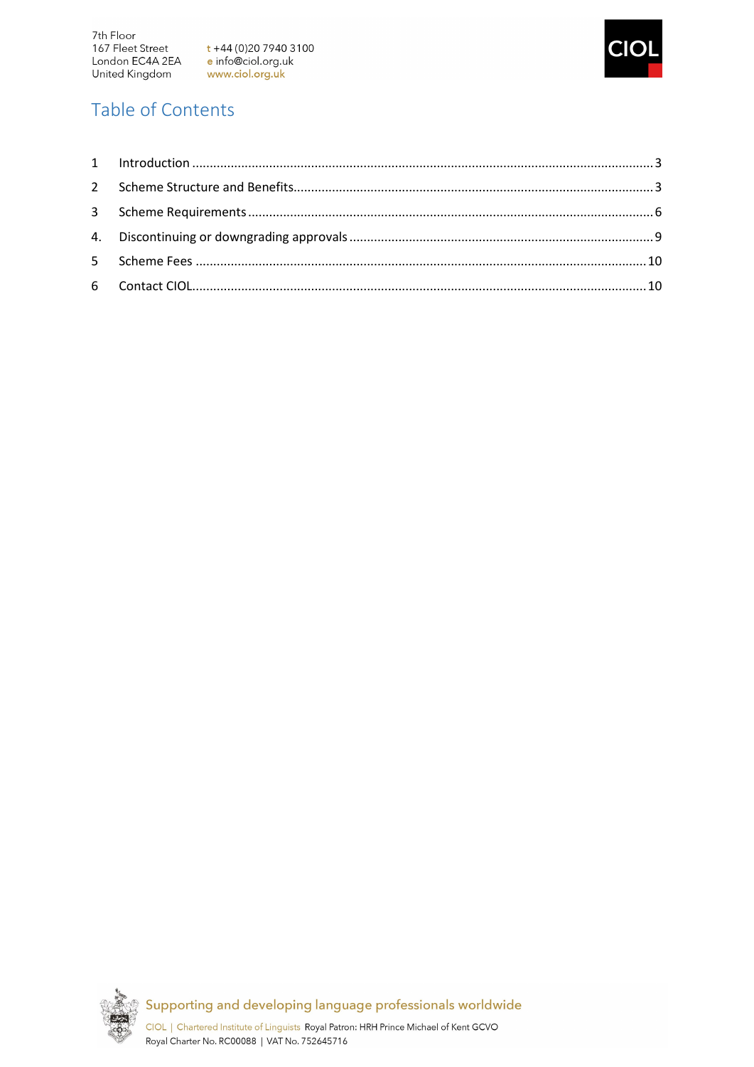# Table of Contents

| | | |
|---|---|---|
| 1 | Introduction | 3 |
| 2 | Scheme Structure and Benefits | 3 |
| 3 | Scheme Requirements | 6 |
| 4. | Discontinuing or downgrading approvals | 9 |
| 5 | Scheme Fees | 10 |
| 6 | Contact CIOL | 10 |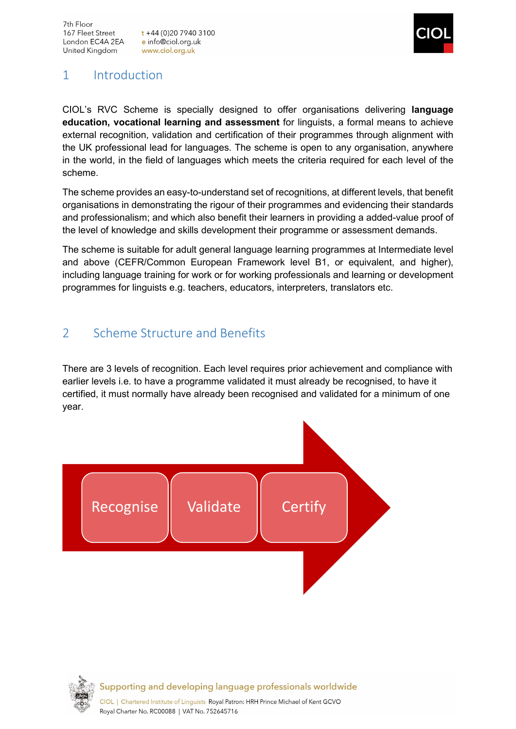## 1 Introduction

CIOL's RVC Scheme is specially designed to offer organisations delivering **language education, vocational learning and assessment** for linguists, a formal means to achieve external recognition, validation and certification of their programmes through alignment with the UK professional lead for languages. The scheme is open to any organisation, anywhere in the world, in the field of languages which meets the criteria required for each level of the scheme.

The scheme provides an easy-to-understand set of recognitions, at different levels, that benefit organisations in demonstrating the rigour of their programmes and evidencing their standards and professionalism; and which also benefit their learners in providing a added-value proof of the level of knowledge and skills development their programme or assessment demands.

The scheme is suitable for adult general language learning programmes at Intermediate level and above (CEFR/Common European Framework level B1, or equivalent, and higher), including language training for work or for working professionals and learning or development programmes for linguists e.g. teachers, educators, interpreters, translators etc.

## 2 Scheme Structure and Benefits

There are 3 levels of recognition. Each level requires prior achievement and compliance with earlier levels i.e. to have a programme validated it must already be recognised, to have it certified, it must normally have already been recognised and validated for a minimum of one year.

Recognise → Validate → Certify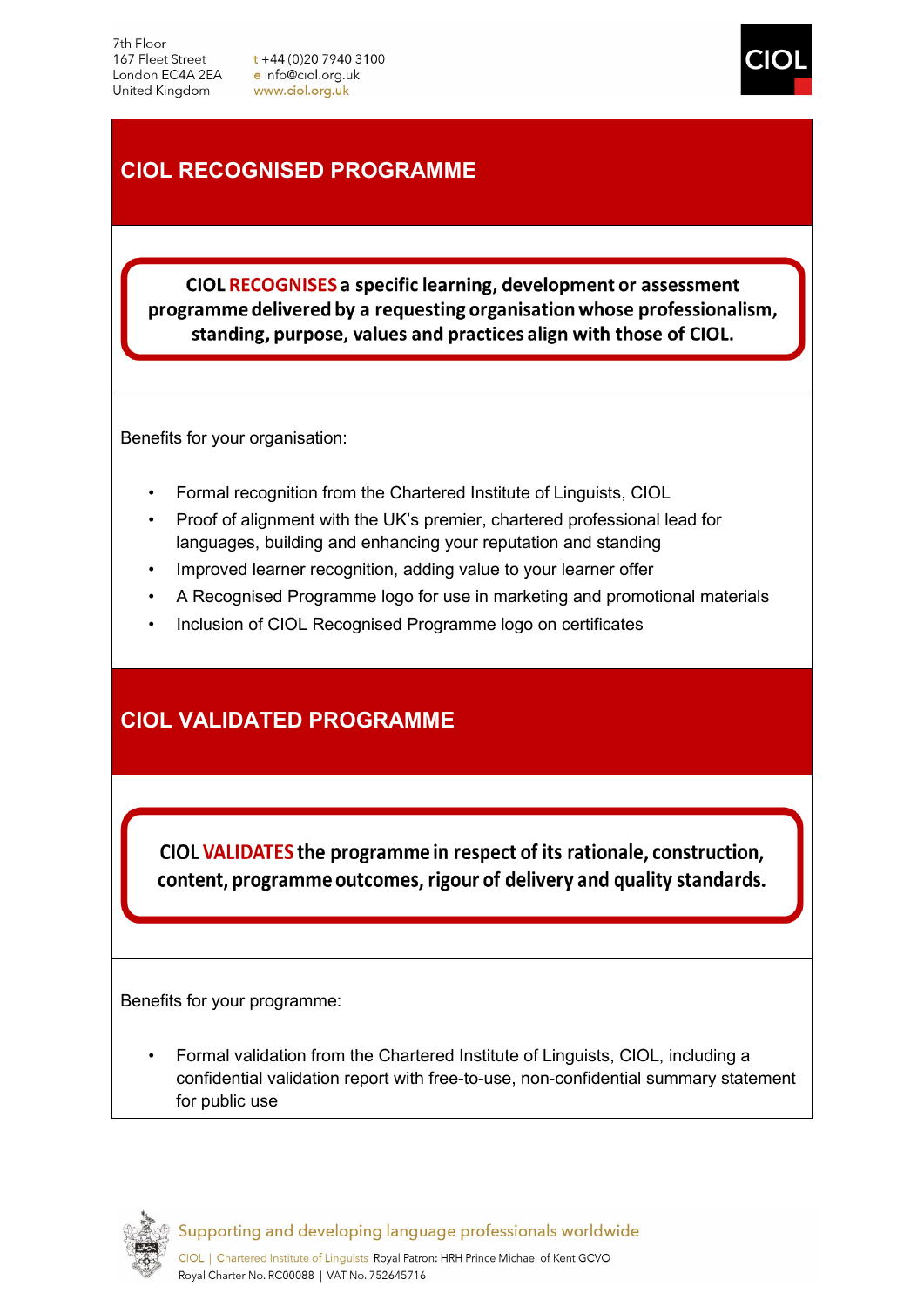## CIOL RECOGNISED PROGRAMME

**CIOL RECOGNISES a specific learning, development or assessment programme delivered by a requesting organisation whose professionalism, standing, purpose, values and practices align with those of CIOL.**

Benefits for your organisation:

- Formal recognition from the Chartered Institute of Linguists, CIOL
- Proof of alignment with the UK's premier, chartered professional lead for languages, building and enhancing your reputation and standing
- Improved learner recognition, adding value to your learner offer
- A Recognised Programme logo for use in marketing and promotional materials
- Inclusion of CIOL Recognised Programme logo on certificates

## CIOL VALIDATED PROGRAMME

**CIOL VALIDATES the programme in respect of its rationale, construction, content, programme outcomes, rigour of delivery and quality standards.**

Benefits for your programme:

- Formal validation from the Chartered Institute of Linguists, CIOL, including a confidential validation report with free-to-use, non-confidential summary statement for public use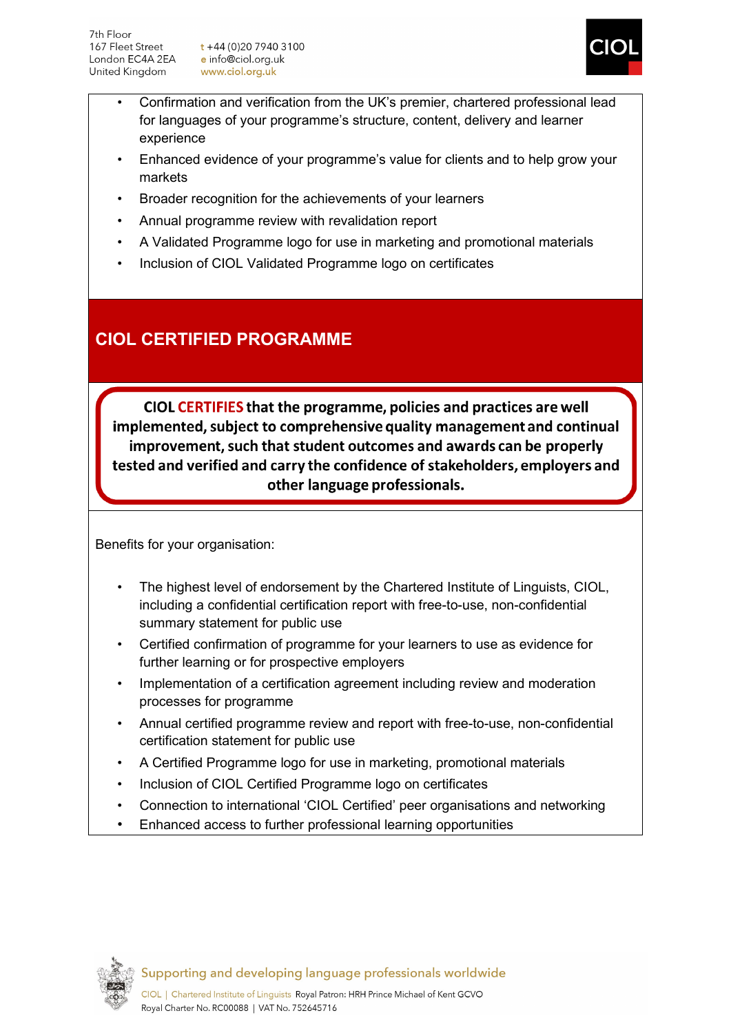- Confirmation and verification from the UK's premier, chartered professional lead for languages of your programme's structure, content, delivery and learner experience
- Enhanced evidence of your programme's value for clients and to help grow your markets
- Broader recognition for the achievements of your learners
- Annual programme review with revalidation report
- A Validated Programme logo for use in marketing and promotional materials
- Inclusion of CIOL Validated Programme logo on certificates

## CIOL CERTIFIED PROGRAMME

**CIOL CERTIFIES that the programme, policies and practices are well implemented, subject to comprehensive quality management and continual improvement, such that student outcomes and awards can be properly tested and verified and carry the confidence of stakeholders, employers and other language professionals.**

Benefits for your organisation:

- The highest level of endorsement by the Chartered Institute of Linguists, CIOL, including a confidential certification report with free-to-use, non-confidential summary statement for public use
- Certified confirmation of programme for your learners to use as evidence for further learning or for prospective employers
- Implementation of a certification agreement including review and moderation processes for programme
- Annual certified programme review and report with free-to-use, non-confidential certification statement for public use
- A Certified Programme logo for use in marketing, promotional materials
- Inclusion of CIOL Certified Programme logo on certificates
- Connection to international 'CIOL Certified' peer organisations and networking
- Enhanced access to further professional learning opportunities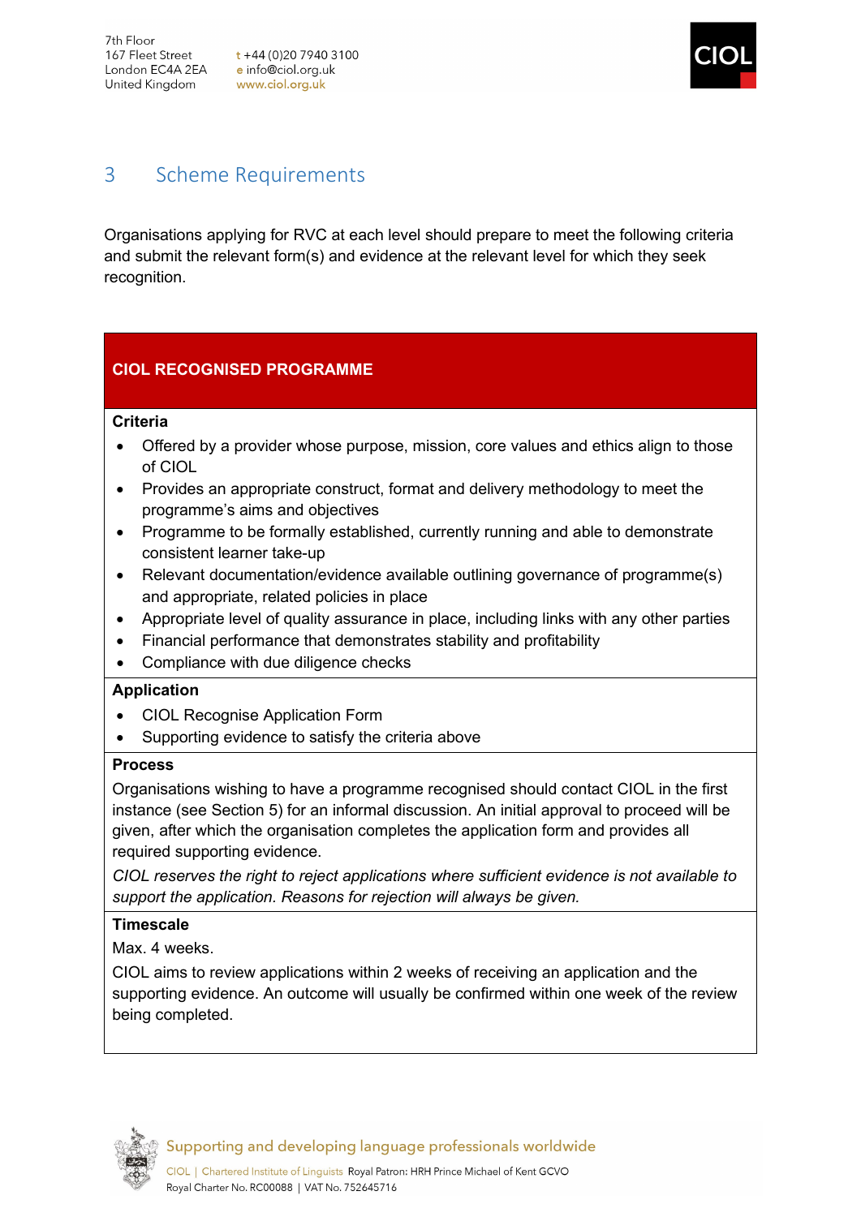# 3 Scheme Requirements

Organisations applying for RVC at each level should prepare to meet the following criteria and submit the relevant form(s) and evidence at the relevant level for which they seek recognition.

## CIOL RECOGNISED PROGRAMME

**Criteria**

- Offered by a provider whose purpose, mission, core values and ethics align to those of CIOL
- Provides an appropriate construct, format and delivery methodology to meet the programme's aims and objectives
- Programme to be formally established, currently running and able to demonstrate consistent learner take-up
- Relevant documentation/evidence available outlining governance of programme(s) and appropriate, related policies in place
- Appropriate level of quality assurance in place, including links with any other parties
- Financial performance that demonstrates stability and profitability
- Compliance with due diligence checks

**Application**

- CIOL Recognise Application Form
- Supporting evidence to satisfy the criteria above

**Process**

Organisations wishing to have a programme recognised should contact CIOL in the first instance (see Section 5) for an informal discussion. An initial approval to proceed will be given, after which the organisation completes the application form and provides all required supporting evidence.

*CIOL reserves the right to reject applications where sufficient evidence is not available to support the application. Reasons for rejection will always be given.*

**Timescale**

Max. 4 weeks.

CIOL aims to review applications within 2 weeks of receiving an application and the supporting evidence. An outcome will usually be confirmed within one week of the review being completed.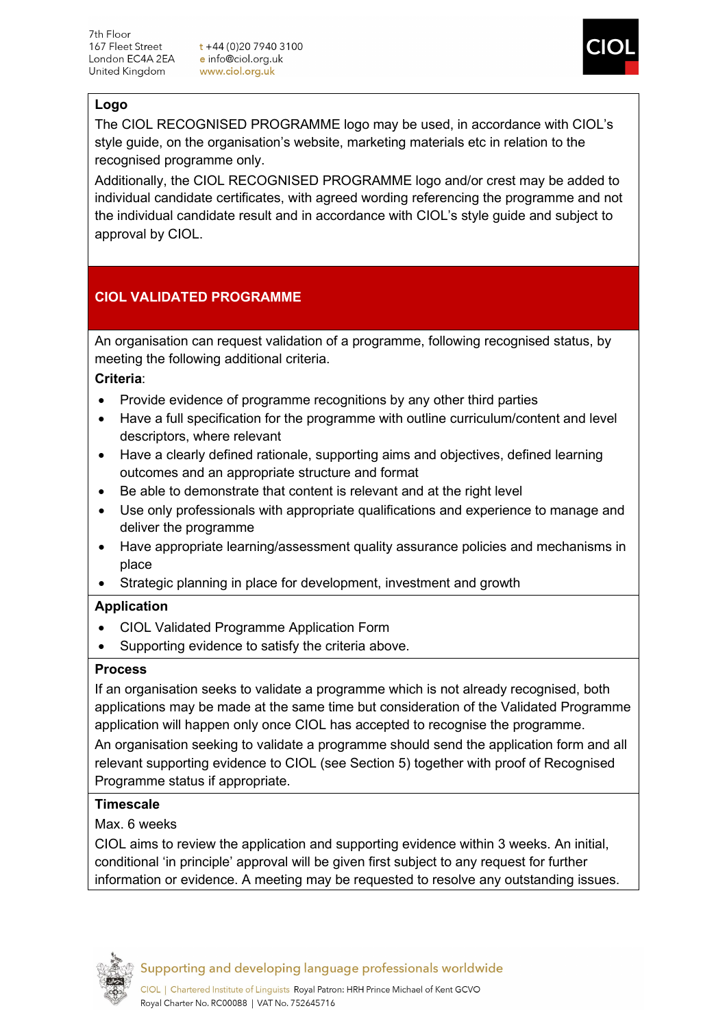**Logo**

The CIOL RECOGNISED PROGRAMME logo may be used, in accordance with CIOL's style guide, on the organisation's website, marketing materials etc in relation to the recognised programme only.

Additionally, the CIOL RECOGNISED PROGRAMME logo and/or crest may be added to individual candidate certificates, with agreed wording referencing the programme and not the individual candidate result and in accordance with CIOL's style guide and subject to approval by CIOL.

## CIOL VALIDATED PROGRAMME

An organisation can request validation of a programme, following recognised status, by meeting the following additional criteria.

**Criteria**:

- Provide evidence of programme recognitions by any other third parties
- Have a full specification for the programme with outline curriculum/content and level descriptors, where relevant
- Have a clearly defined rationale, supporting aims and objectives, defined learning outcomes and an appropriate structure and format
- Be able to demonstrate that content is relevant and at the right level
- Use only professionals with appropriate qualifications and experience to manage and deliver the programme
- Have appropriate learning/assessment quality assurance policies and mechanisms in place
- Strategic planning in place for development, investment and growth

**Application**

- CIOL Validated Programme Application Form
- Supporting evidence to satisfy the criteria above.

**Process**

If an organisation seeks to validate a programme which is not already recognised, both applications may be made at the same time but consideration of the Validated Programme application will happen only once CIOL has accepted to recognise the programme.

An organisation seeking to validate a programme should send the application form and all relevant supporting evidence to CIOL (see Section 5) together with proof of Recognised Programme status if appropriate.

**Timescale**

Max. 6 weeks

CIOL aims to review the application and supporting evidence within 3 weeks. An initial, conditional 'in principle' approval will be given first subject to any request for further information or evidence. A meeting may be requested to resolve any outstanding issues.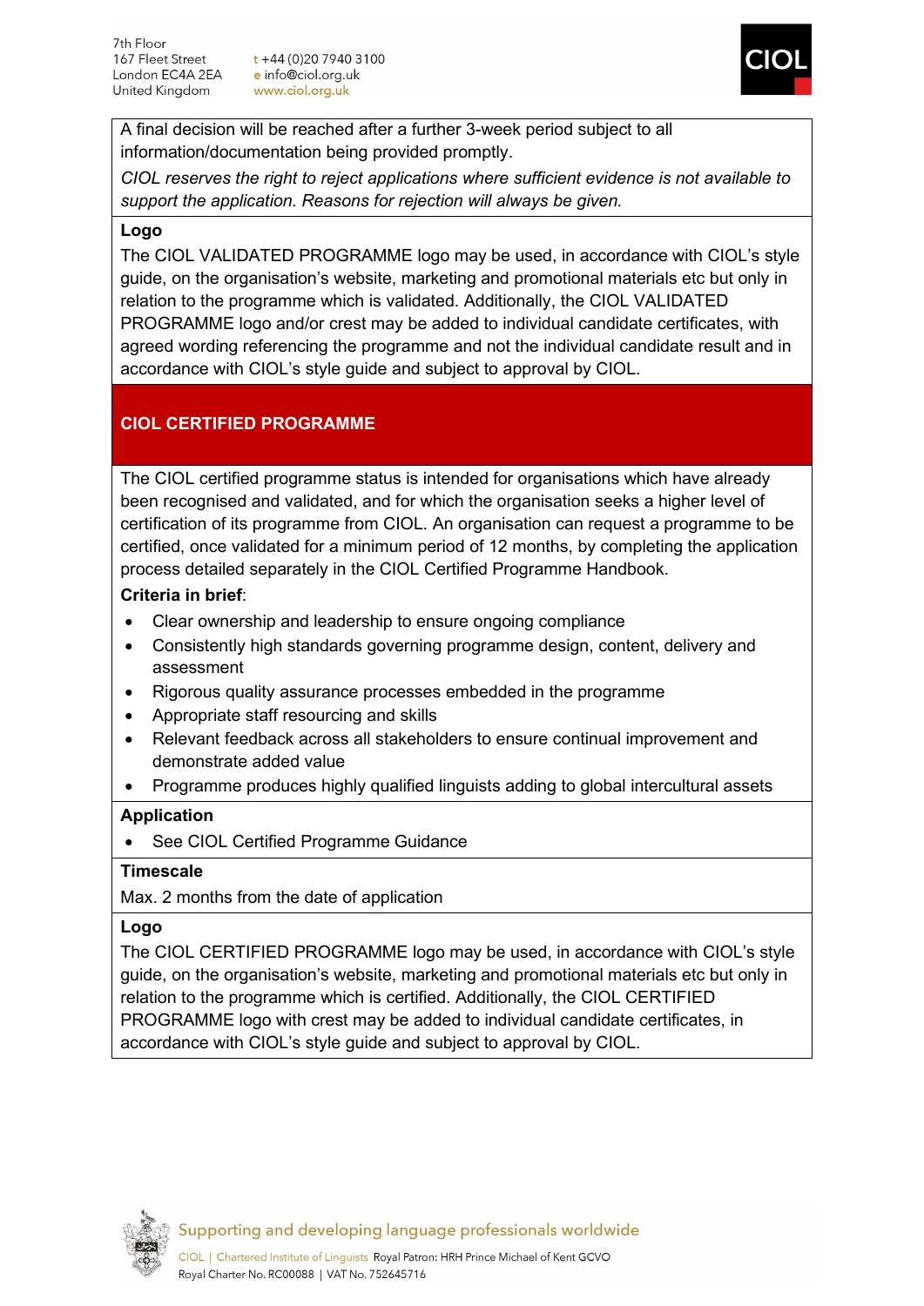A final decision will be reached after a further 3-week period subject to all information/documentation being provided promptly.

*CIOL reserves the right to reject applications where sufficient evidence is not available to support the application. Reasons for rejection will always be given.*

**Logo**

The CIOL VALIDATED PROGRAMME logo may be used, in accordance with CIOL's style guide, on the organisation's website, marketing and promotional materials etc but only in relation to the programme which is validated. Additionally, the CIOL VALIDATED PROGRAMME logo and/or crest may be added to individual candidate certificates, with agreed wording referencing the programme and not the individual candidate result and in accordance with CIOL's style guide and subject to approval by CIOL.

## CIOL CERTIFIED PROGRAMME

The CIOL certified programme status is intended for organisations which have already been recognised and validated, and for which the organisation seeks a higher level of certification of its programme from CIOL. An organisation can request a programme to be certified, once validated for a minimum period of 12 months, by completing the application process detailed separately in the CIOL Certified Programme Handbook.

**Criteria in brief**:

- Clear ownership and leadership to ensure ongoing compliance
- Consistently high standards governing programme design, content, delivery and assessment
- Rigorous quality assurance processes embedded in the programme
- Appropriate staff resourcing and skills
- Relevant feedback across all stakeholders to ensure continual improvement and demonstrate added value
- Programme produces highly qualified linguists adding to global intercultural assets

**Application**

- See CIOL Certified Programme Guidance

**Timescale**

Max. 2 months from the date of application

**Logo**

The CIOL CERTIFIED PROGRAMME logo may be used, in accordance with CIOL's style guide, on the organisation's website, marketing and promotional materials etc but only in relation to the programme which is certified. Additionally, the CIOL CERTIFIED PROGRAMME logo with crest may be added to individual candidate certificates, in accordance with CIOL's style guide and subject to approval by CIOL.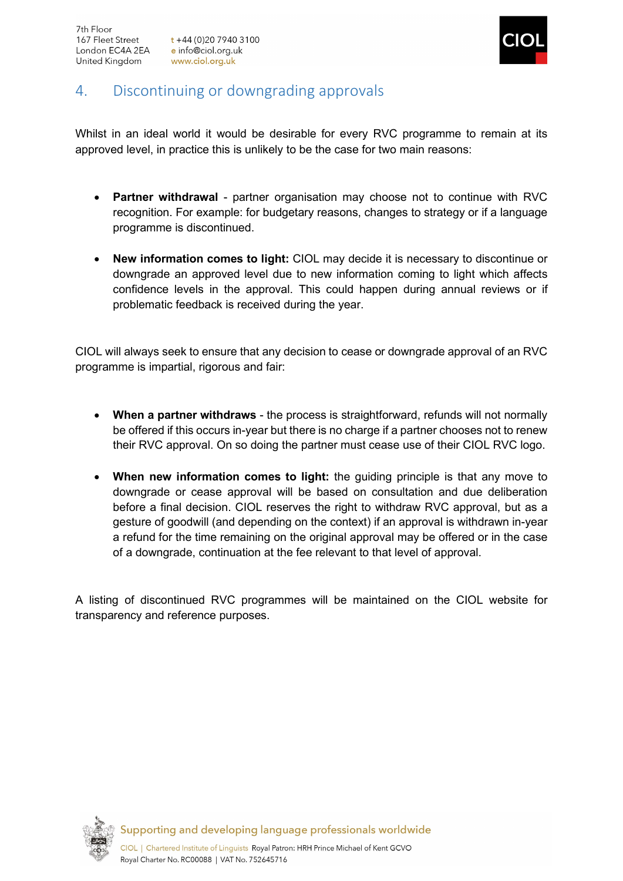## 4. Discontinuing or downgrading approvals

Whilst in an ideal world it would be desirable for every RVC programme to remain at its approved level, in practice this is unlikely to be the case for two main reasons:

- **Partner withdrawal** - partner organisation may choose not to continue with RVC recognition. For example: for budgetary reasons, changes to strategy or if a language programme is discontinued.
- **New information comes to light:** CIOL may decide it is necessary to discontinue or downgrade an approved level due to new information coming to light which affects confidence levels in the approval. This could happen during annual reviews or if problematic feedback is received during the year.

CIOL will always seek to ensure that any decision to cease or downgrade approval of an RVC programme is impartial, rigorous and fair:

- **When a partner withdraws** - the process is straightforward, refunds will not normally be offered if this occurs in-year but there is no charge if a partner chooses not to renew their RVC approval. On so doing the partner must cease use of their CIOL RVC logo.
- **When new information comes to light:** the guiding principle is that any move to downgrade or cease approval will be based on consultation and due deliberation before a final decision. CIOL reserves the right to withdraw RVC approval, but as a gesture of goodwill (and depending on the context) if an approval is withdrawn in-year a refund for the time remaining on the original approval may be offered or in the case of a downgrade, continuation at the fee relevant to that level of approval.

A listing of discontinued RVC programmes will be maintained on the CIOL website for transparency and reference purposes.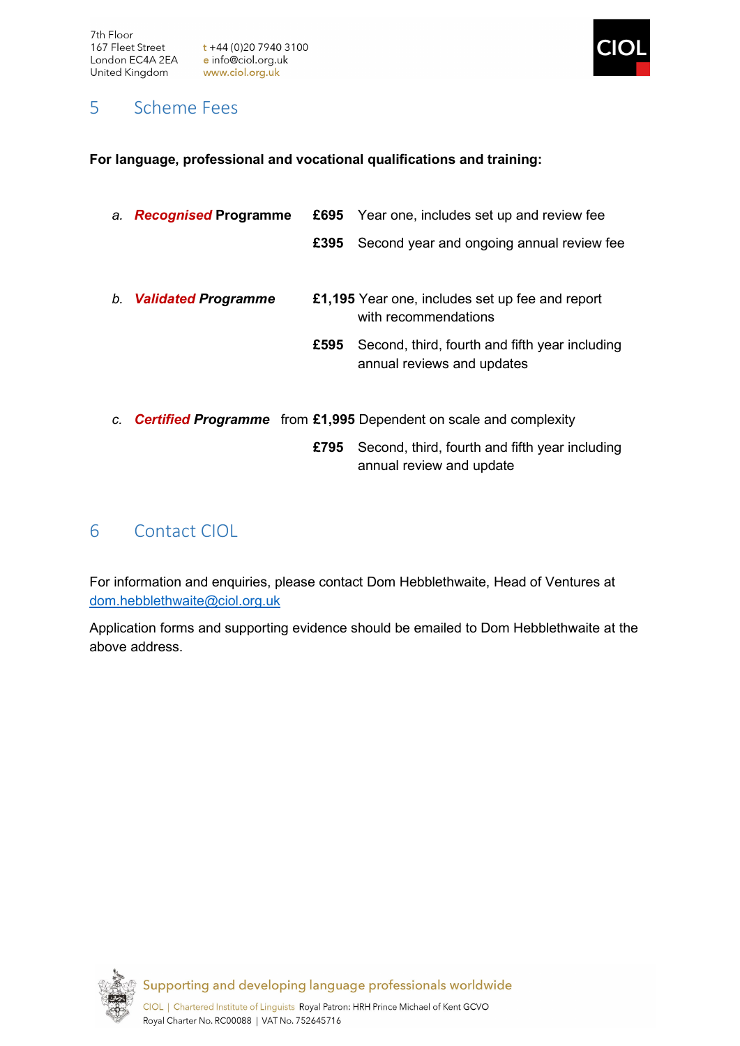## 5 Scheme Fees

**For language, professional and vocational qualifications and training:**

| | | |
|---|---|---|
| a. ***Recognised*** **Programme** | **£695** | Year one, includes set up and review fee |
| | **£395** | Second year and ongoing annual review fee |
| b. ***Validated Programme*** | **£1,195** | Year one, includes set up fee and report with recommendations |
| | **£595** | Second, third, fourth and fifth year including annual reviews and updates |
| c. ***Certified Programme*** | from **£1,995** | Dependent on scale and complexity |
| | **£795** | Second, third, fourth and fifth year including annual review and update |

## 6 Contact CIOL

For information and enquiries, please contact Dom Hebblethwaite, Head of Ventures at dom.hebblethwaite@ciol.org.uk

Application forms and supporting evidence should be emailed to Dom Hebblethwaite at the above address.